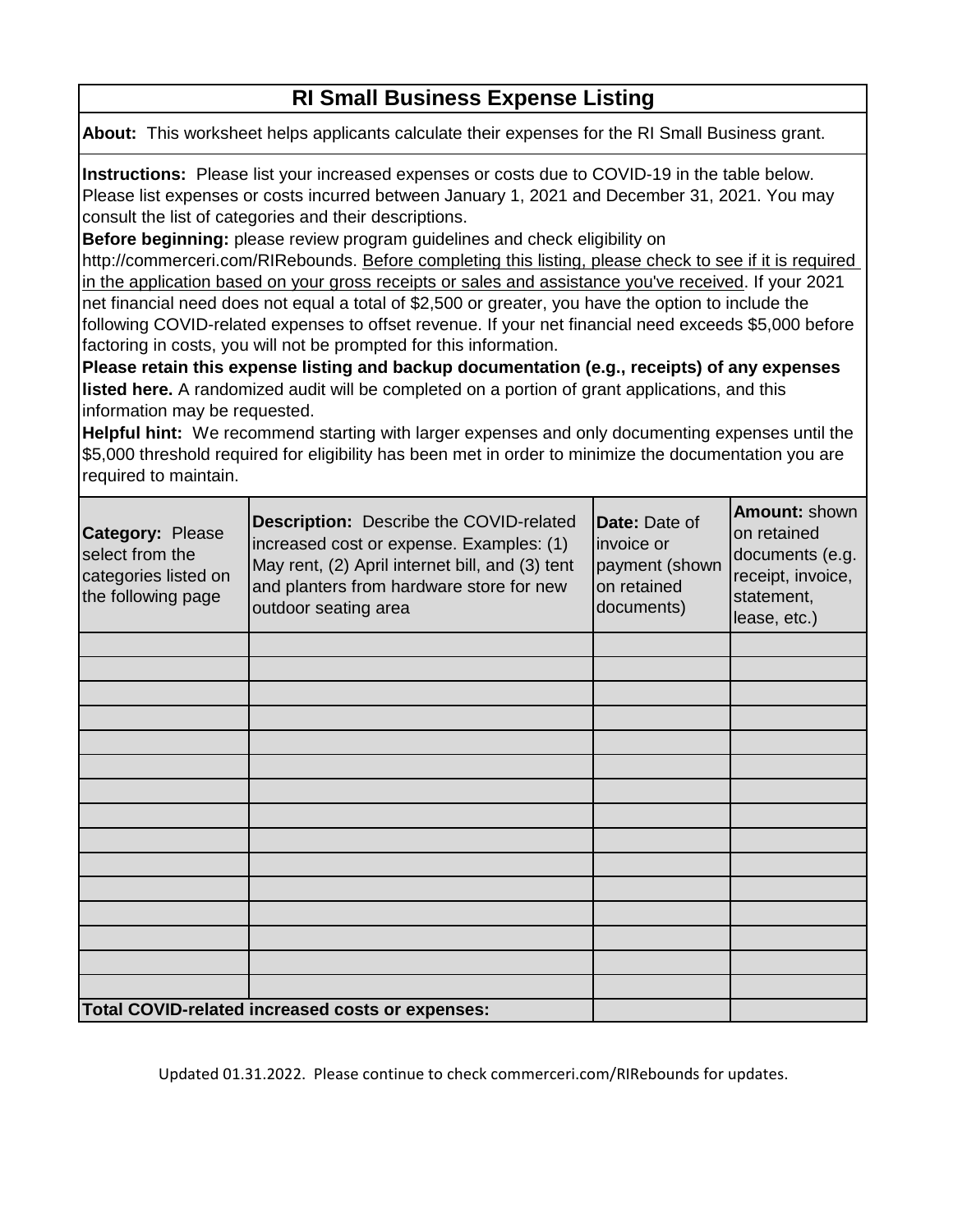# RI Small Business Expense Listing

**About:** This worksheet helps applicants calculate their expenses for the RI Small Business grant.

**Instructions:** Please list your increased expenses or costs due to COVID-19 in the table below. Please list expenses or costs incurred between January 1, 2021 and December 31, 2021. You may consult the list of categories and their descriptions.

**Before beginning:** please review program guidelines and check eligibility on http://commerceri.com/RIRebounds. Before completing this listing, please check to see if it is required in the application based on your gross receipts or sales and assistance you've received. If your 2021 net financial need does not equal a total of $2,500 or greater, you have the option to include the following COVID-related expenses to offset revenue. If your net financial need exceeds $5,000 before factoring in costs, you will not be prompted for this information.

**Please retain this expense listing and backup documentation (e.g., receipts) of any expenses listed here.** A randomized audit will be completed on a portion of grant applications, and this information may be requested.

**Helpful hint:** We recommend starting with larger expenses and only documenting expenses until the $5,000 threshold required for eligibility has been met in order to minimize the documentation you are required to maintain.

| **Category:** Please select from the categories listed on the following page | **Description:** Describe the COVID-related increased cost or expense. Examples: (1) May rent, (2) April internet bill, and (3) tent and planters from hardware store for new outdoor seating area | **Date:** Date of invoice or payment (shown on retained documents) | **Amount:** shown on retained documents (e.g. receipt, invoice, statement, lease, etc.) |
|---|---|---|---|
| | | | |
| | | | |
| | | | |
| | | | |
| | | | |
| | | | |
| | | | |
| | | | |
| | | | |
| | | | |
| | | | |
| | | | |
| | | | |
| | | | |
| | | | |
| **Total COVID-related increased costs or expenses:** | | | |

Updated 01.31.2022. Please continue to check commerceri.com/RIRebounds for updates.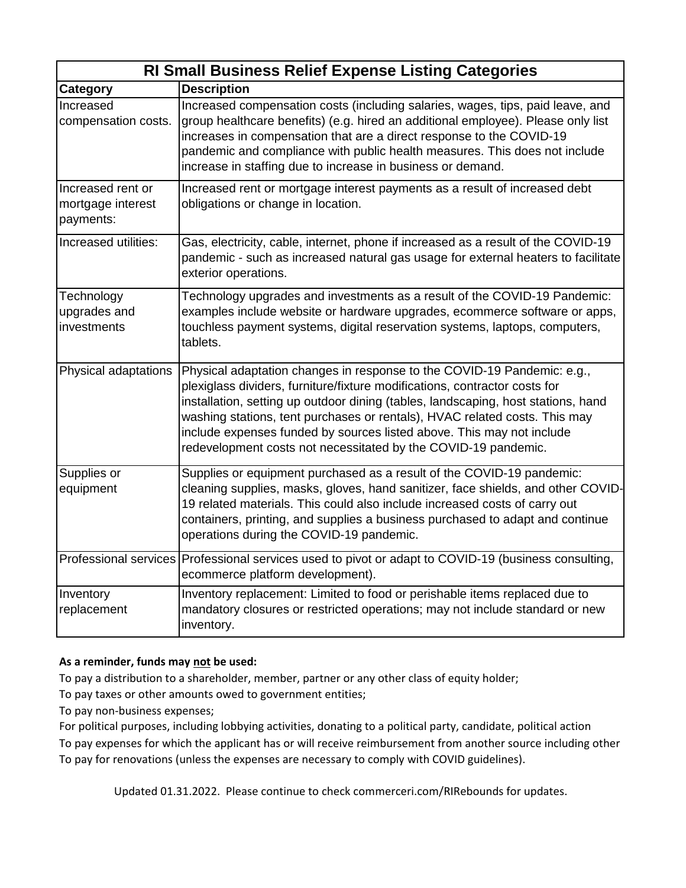| RI Small Business Relief Expense Listing Categories | |
|---|---|
| **Category** | **Description** |
| Increased compensation costs. | Increased compensation costs (including salaries, wages, tips, paid leave, and group healthcare benefits) (e.g. hired an additional employee). Please only list increases in compensation that are a direct response to the COVID-19 pandemic and compliance with public health measures. This does not include increase in staffing due to increase in business or demand. |
| Increased rent or mortgage interest payments: | Increased rent or mortgage interest payments as a result of increased debt obligations or change in location. |
| Increased utilities: | Gas, electricity, cable, internet, phone if increased as a result of the COVID-19 pandemic - such as increased natural gas usage for external heaters to facilitate exterior operations. |
| Technology upgrades and investments | Technology upgrades and investments as a result of the COVID-19 Pandemic: examples include website or hardware upgrades, ecommerce software or apps, touchless payment systems, digital reservation systems, laptops, computers, tablets. |
| Physical adaptations | Physical adaptation changes in response to the COVID-19 Pandemic: e.g., plexiglass dividers, furniture/fixture modifications, contractor costs for installation, setting up outdoor dining (tables, landscaping, host stations, hand washing stations, tent purchases or rentals), HVAC related costs. This may include expenses funded by sources listed above. This may not include redevelopment costs not necessitated by the COVID-19 pandemic. |
| Supplies or equipment | Supplies or equipment purchased as a result of the COVID-19 pandemic: cleaning supplies, masks, gloves, hand sanitizer, face shields, and other COVID-19 related materials. This could also include increased costs of carry out containers, printing, and supplies a business purchased to adapt and continue operations during the COVID-19 pandemic. |
| Professional services | Professional services used to pivot or adapt to COVID-19 (business consulting, ecommerce platform development). |
| Inventory replacement | Inventory replacement: Limited to food or perishable items replaced due to mandatory closures or restricted operations; may not include standard or new inventory. |

**As a reminder, funds may not be used:**

To pay a distribution to a shareholder, member, partner or any other class of equity holder;

To pay taxes or other amounts owed to government entities;

To pay non-business expenses;

For political purposes, including lobbying activities, donating to a political party, candidate, political action

To pay expenses for which the applicant has or will receive reimbursement from another source including other

To pay for renovations (unless the expenses are necessary to comply with COVID guidelines).

Updated 01.31.2022. Please continue to check commerceri.com/RIRebounds for updates.